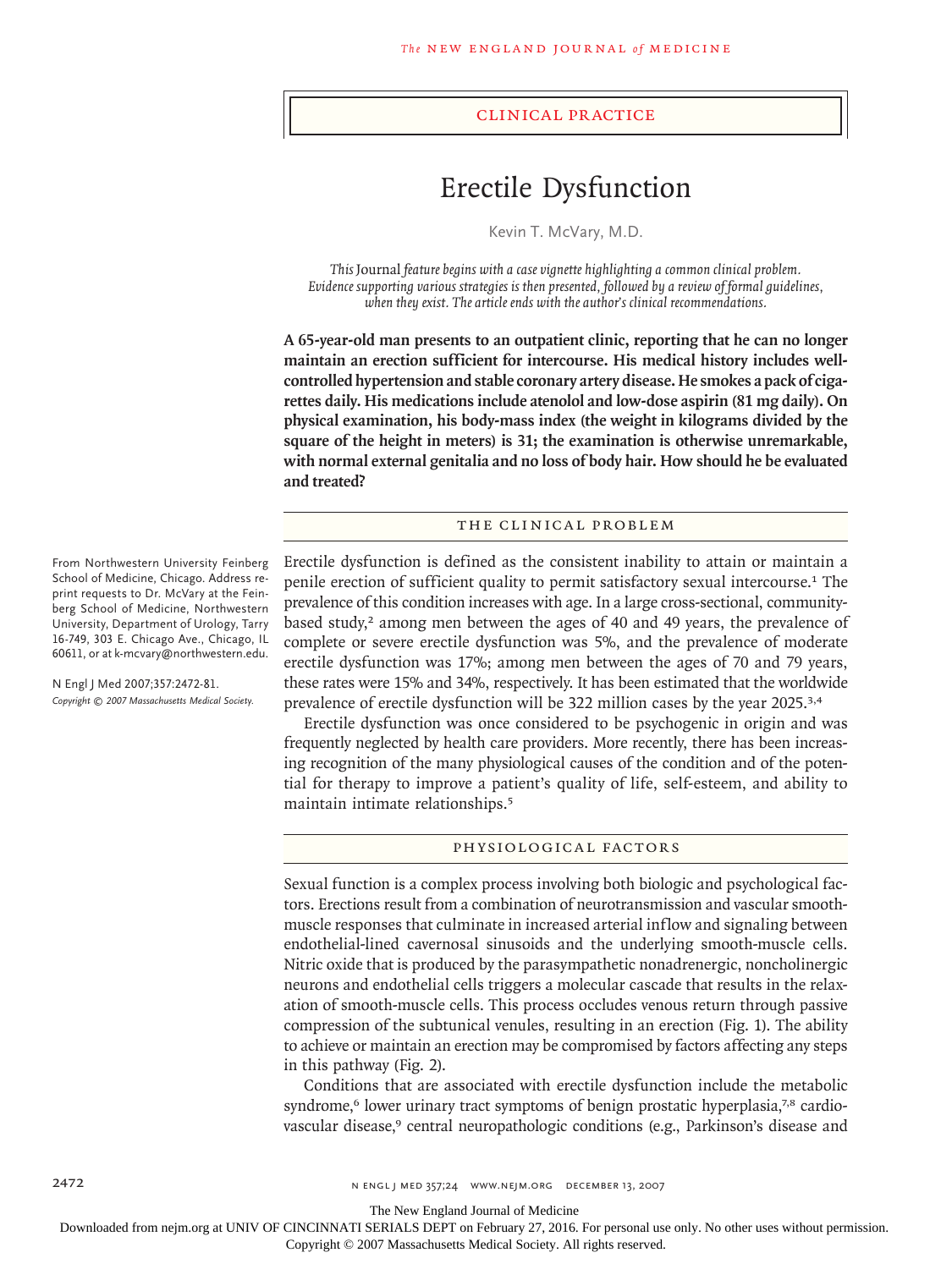## Clinical Practice

# Erectile Dysfunction

Kevin T. McVary, M.D.

*This* Journal *feature begins with a case vignette highlighting a common clinical problem. Evidence supporting various strategies is then presented, followed by a review of formal guidelines, when they exist. The article ends with the author's clinical recommendations.*

**A 65-year-old man presents to an outpatient clinic, reporting that he can no longer maintain an erection sufficient for intercourse. His medical history includes well-controlled hypertension and stable coronary artery disease. He smokes a pack of cigarettes daily. His medications include atenolol and low-dose aspirin (81 mg daily). On physical examination, his body-mass index (the weight in kilograms divided by the square of the height in meters) is 31; the examination is otherwise unremarkable, with normal external genitalia and no loss of body hair. How should he be evaluated and treated?**

From Northwestern University Feinberg School of Medicine, Chicago. Address reprint requests to Dr. McVary at the Feinberg School of Medicine, Northwestern University, Department of Urology, Tarry 16-749, 303 E. Chicago Ave., Chicago, IL 60611, or at k-mcvary@northwestern.edu.

N Engl J Med 2007;357:2472-81.
*Copyright © 2007 Massachusetts Medical Society.*

## The Clinical Problem

Erectile dysfunction is defined as the consistent inability to attain or maintain a penile erection of sufficient quality to permit satisfactory sexual intercourse.[1] The prevalence of this condition increases with age. In a large cross-sectional, community-based study,[2] among men between the ages of 40 and 49 years, the prevalence of complete or severe erectile dysfunction was 5%, and the prevalence of moderate erectile dysfunction was 17%; among men between the ages of 70 and 79 years, these rates were 15% and 34%, respectively. It has been estimated that the worldwide prevalence of erectile dysfunction will be 322 million cases by the year 2025.[3,4]

Erectile dysfunction was once considered to be psychogenic in origin and was frequently neglected by health care providers. More recently, there has been increasing recognition of the many physiological causes of the condition and of the potential for therapy to improve a patient's quality of life, self-esteem, and ability to maintain intimate relationships.[5]

## Physiological Factors

Sexual function is a complex process involving both biologic and psychological factors. Erections result from a combination of neurotransmission and vascular smooth-muscle responses that culminate in increased arterial inflow and signaling between endothelial-lined cavernosal sinusoids and the underlying smooth-muscle cells. Nitric oxide that is produced by the parasympathetic nonadrenergic, noncholinergic neurons and endothelial cells triggers a molecular cascade that results in the relaxation of smooth-muscle cells. This process occludes venous return through passive compression of the subtunical venules, resulting in an erection (Fig. 1). The ability to achieve or maintain an erection may be compromised by factors affecting any steps in this pathway (Fig. 2).

Conditions that are associated with erectile dysfunction include the metabolic syndrome,[6] lower urinary tract symptoms of benign prostatic hyperplasia,[7,8] cardiovascular disease,[9] central neuropathologic conditions (e.g., Parkinson's disease and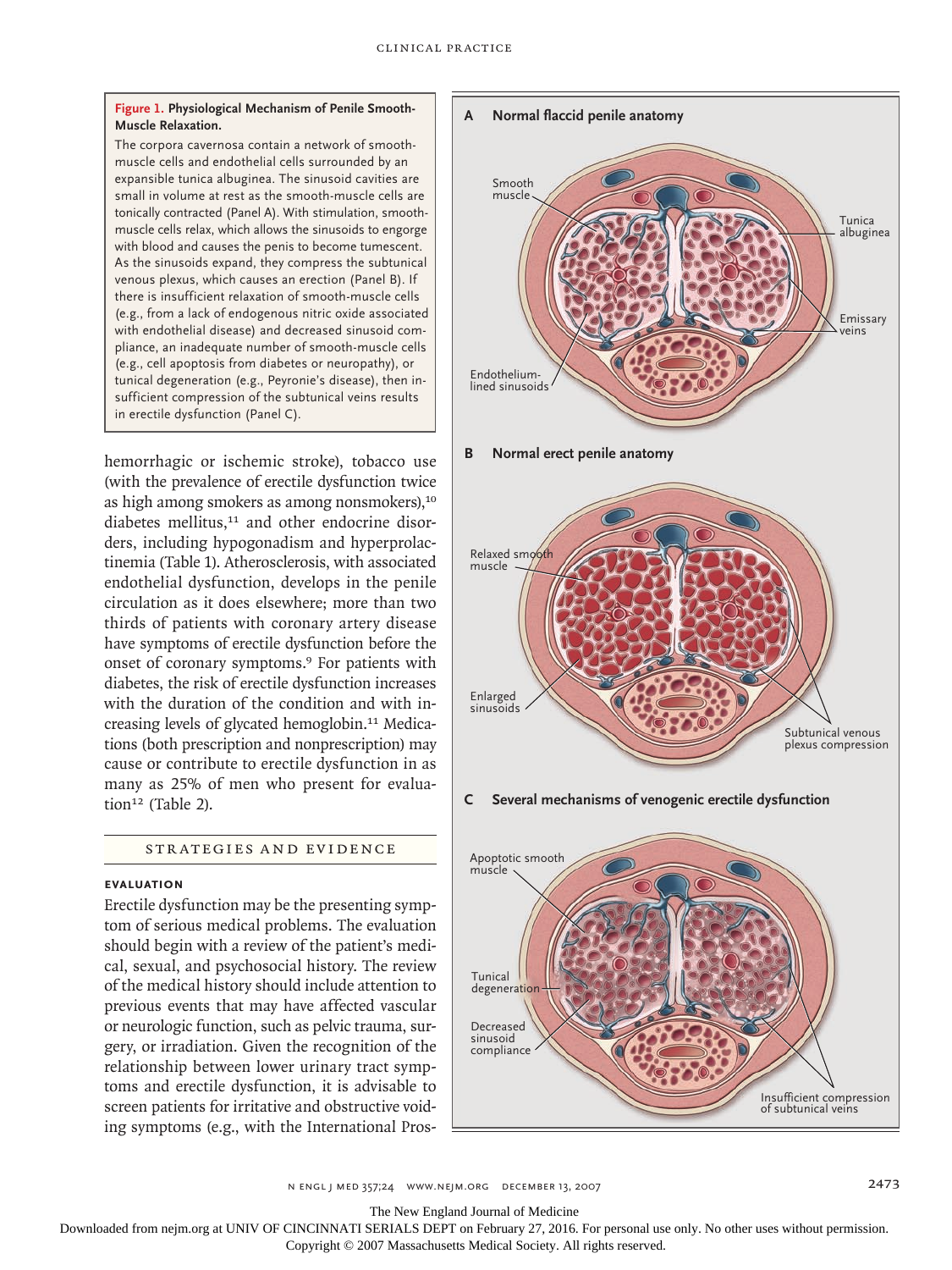**Figure 1. Physiological Mechanism of Penile Smooth-Muscle Relaxation.**

The corpora cavernosa contain a network of smooth-muscle cells and endothelial cells surrounded by an expansible tunica albuginea. The sinusoid cavities are small in volume at rest as the smooth-muscle cells are tonically contracted (Panel A). With stimulation, smooth-muscle cells relax, which allows the sinusoids to engorge with blood and causes the penis to become tumescent. As the sinusoids expand, they compress the subtunical venous plexus, which causes an erection (Panel B). If there is insufficient relaxation of smooth-muscle cells (e.g., from a lack of endogenous nitric oxide associated with endothelial disease) and decreased sinusoid compliance, an inadequate number of smooth-muscle cells (e.g., cell apoptosis from diabetes or neuropathy), or tunical degeneration (e.g., Peyronie's disease), then insufficient compression of the subtunical veins results in erectile dysfunction (Panel C).

hemorrhagic or ischemic stroke), tobacco use (with the prevalence of erectile dysfunction twice as high among smokers as among nonsmokers),[10] diabetes mellitus,[11] and other endocrine disorders, including hypogonadism and hyperprolactinemia (Table 1). Atherosclerosis, with associated endothelial dysfunction, develops in the penile circulation as it does elsewhere; more than two thirds of patients with coronary artery disease have symptoms of erectile dysfunction before the onset of coronary symptoms.[9] For patients with diabetes, the risk of erectile dysfunction increases with the duration of the condition and with increasing levels of glycated hemoglobin.[11] Medications (both prescription and nonprescription) may cause or contribute to erectile dysfunction in as many as 25% of men who present for evaluation[12] (Table 2).

## STRATEGIES AND EVIDENCE

### EVALUATION

Erectile dysfunction may be the presenting symptom of serious medical problems. The evaluation should begin with a review of the patient's medical, sexual, and psychosocial history. The review of the medical history should include attention to previous events that may have affected vascular or neurologic function, such as pelvic trauma, surgery, or irradiation. Given the recognition of the relationship between lower urinary tract symptoms and erectile dysfunction, it is advisable to screen patients for irritative and obstructive voiding symptoms (e.g., with the International Pros-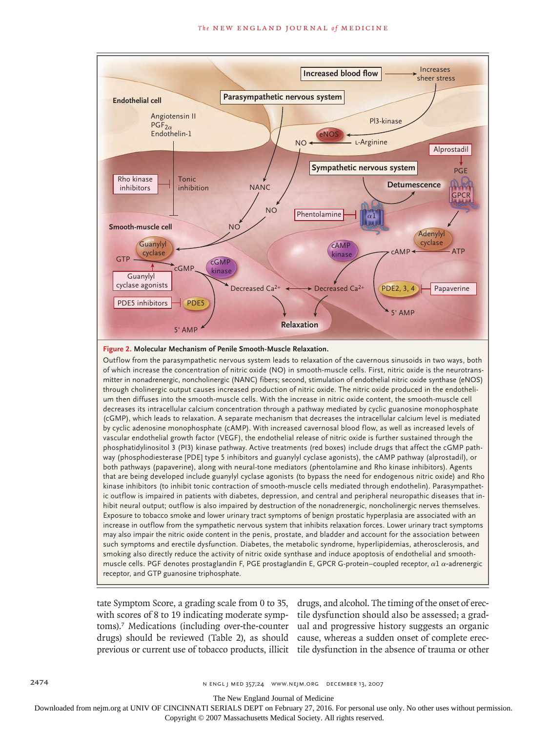**Figure 2. Molecular Mechanism of Penile Smooth-Muscle Relaxation.**

Outflow from the parasympathetic nervous system leads to relaxation of the cavernous sinusoids in two ways, both of which increase the concentration of nitric oxide (NO) in smooth-muscle cells. First, nitric oxide is the neurotransmitter in nonadrenergic, noncholinergic (NANC) fibers; second, stimulation of endothelial nitric oxide synthase (eNOS) through cholinergic output causes increased production of nitric oxide. The nitric oxide produced in the endothelium then diffuses into the smooth-muscle cells. With the increase in nitric oxide content, the smooth-muscle cell decreases its intracellular calcium concentration through a pathway mediated by cyclic guanosine monophosphate (cGMP), which leads to relaxation. A separate mechanism that decreases the intracellular calcium level is mediated by cyclic adenosine monophosphate (cAMP). With increased cavernosal blood flow, as well as increased levels of vascular endothelial growth factor (VEGF), the endothelial release of nitric oxide is further sustained through the phosphatidylinositol 3 (PI3) kinase pathway. Active treatments (red boxes) include drugs that affect the cGMP pathway (phosphodiesterase [PDE] type 5 inhibitors and guanylyl cyclase agonists), the cAMP pathway (alprostadil), or both pathways (papaverine), along with neural-tone mediators (phentolamine and Rho kinase inhibitors). Agents that are being developed include guanylyl cyclase agonists (to bypass the need for endogenous nitric oxide) and Rho kinase inhibitors (to inhibit tonic contraction of smooth-muscle cells mediated through endothelin). Parasympathetic outflow is impaired in patients with diabetes, depression, and central and peripheral neuropathic diseases that inhibit neural output; outflow is also impaired by destruction of the nonadrenergic, noncholinergic nerves themselves. Exposure to tobacco smoke and lower urinary tract symptoms of benign prostatic hyperplasia are associated with an increase in outflow from the sympathetic nervous system that inhibits relaxation forces. Lower urinary tract symptoms may also impair the nitric oxide content in the penis, prostate, and bladder and account for the association between such symptoms and erectile dysfunction. Diabetes, the metabolic syndrome, hyperlipidemias, atherosclerosis, and smoking also directly reduce the activity of nitric oxide synthase and induce apoptosis of endothelial and smooth-muscle cells. PGF denotes prostaglandin F, PGE prostaglandin E, GPCR G-protein–coupled receptor, $\alpha 1$ $\alpha$-adrenergic receptor, and GTP guanosine triphosphate.

tate Symptom Score, a grading scale from 0 to 35, with scores of 8 to 19 indicating moderate symptoms).[7] Medications (including over-the-counter drugs) should be reviewed (Table 2), as should previous or current use of tobacco products, illicit drugs, and alcohol. The timing of the onset of erectile dysfunction should also be assessed; a gradual and progressive history suggests an organic cause, whereas a sudden onset of complete erectile dysfunction in the absence of trauma or other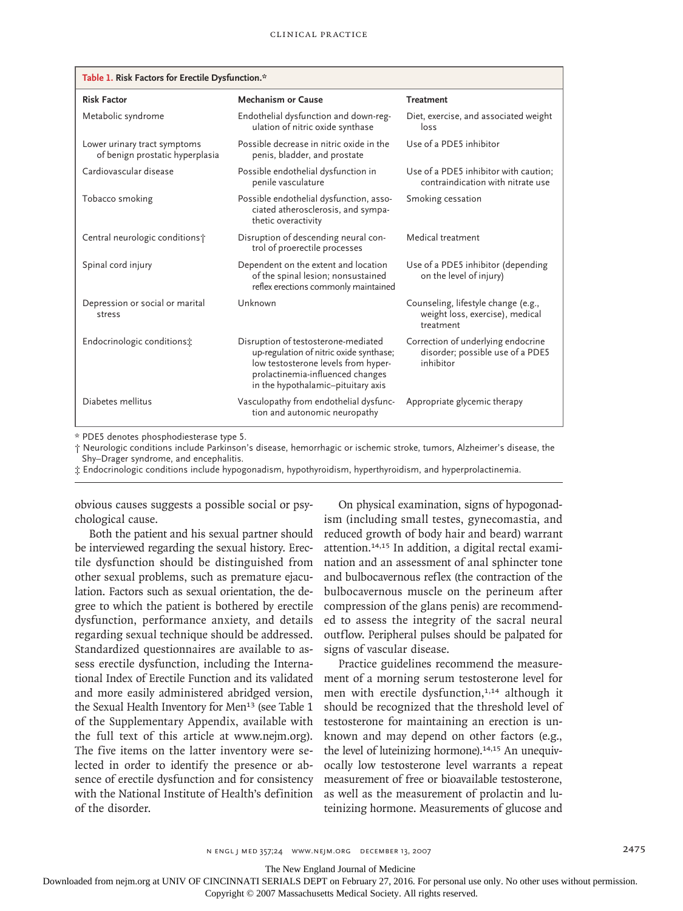**Table 1. Risk Factors for Erectile Dysfunction.***

| Risk Factor | Mechanism or Cause | Treatment |
|---|---|---|
| Metabolic syndrome | Endothelial dysfunction and down-regulation of nitric oxide synthase | Diet, exercise, and associated weight loss |
| Lower urinary tract symptoms of benign prostatic hyperplasia | Possible decrease in nitric oxide in the penis, bladder, and prostate | Use of a PDE5 inhibitor |
| Cardiovascular disease | Possible endothelial dysfunction in penile vasculature | Use of a PDE5 inhibitor with caution; contraindication with nitrate use |
| Tobacco smoking | Possible endothelial dysfunction, associated atherosclerosis, and sympathetic overactivity | Smoking cessation |
| Central neurologic conditions† | Disruption of descending neural control of proerectile processes | Medical treatment |
| Spinal cord injury | Dependent on the extent and location of the spinal lesion; nonsustained reflex erections commonly maintained | Use of a PDE5 inhibitor (depending on the level of injury) |
| Depression or social or marital stress | Unknown | Counseling, lifestyle change (e.g., weight loss, exercise), medical treatment |
| Endocrinologic conditions‡ | Disruption of testosterone-mediated up-regulation of nitric oxide synthase; low testosterone levels from hyperprolactinemia-influenced changes in the hypothalamic–pituitary axis | Correction of underlying endocrine disorder; possible use of a PDE5 inhibitor |
| Diabetes mellitus | Vasculopathy from endothelial dysfunction and autonomic neuropathy | Appropriate glycemic therapy |

\* PDE5 denotes phosphodiesterase type 5.

† Neurologic conditions include Parkinson's disease, hemorrhagic or ischemic stroke, tumors, Alzheimer's disease, the Shy–Drager syndrome, and encephalitis.

‡ Endocrinologic conditions include hypogonadism, hypothyroidism, hyperthyroidism, and hyperprolactinemia.

obvious causes suggests a possible social or psychological cause.

Both the patient and his sexual partner should be interviewed regarding the sexual history. Erectile dysfunction should be distinguished from other sexual problems, such as premature ejaculation. Factors such as sexual orientation, the degree to which the patient is bothered by erectile dysfunction, performance anxiety, and details regarding sexual technique should be addressed. Standardized questionnaires are available to assess erectile dysfunction, including the International Index of Erectile Function and its validated and more easily administered abridged version, the Sexual Health Inventory for Men[13] (see Table 1 of the Supplementary Appendix, available with the full text of this article at www.nejm.org). The five items on the latter inventory were selected in order to identify the presence or absence of erectile dysfunction and for consistency with the National Institute of Health's definition of the disorder.

On physical examination, signs of hypogonadism (including small testes, gynecomastia, and reduced growth of body hair and beard) warrant attention.[14,15] In addition, a digital rectal examination and an assessment of anal sphincter tone and bulbocavernous reflex (the contraction of the bulbocavernous muscle on the perineum after compression of the glans penis) are recommended to assess the integrity of the sacral neural outflow. Peripheral pulses should be palpated for signs of vascular disease.

Practice guidelines recommend the measurement of a morning serum testosterone level for men with erectile dysfunction,[1,14] although it should be recognized that the threshold level of testosterone for maintaining an erection is unknown and may depend on other factors (e.g., the level of luteinizing hormone).[14,15] An unequivocally low testosterone level warrants a repeat measurement of free or bioavailable testosterone, as well as the measurement of prolactin and luteinizing hormone. Measurements of glucose and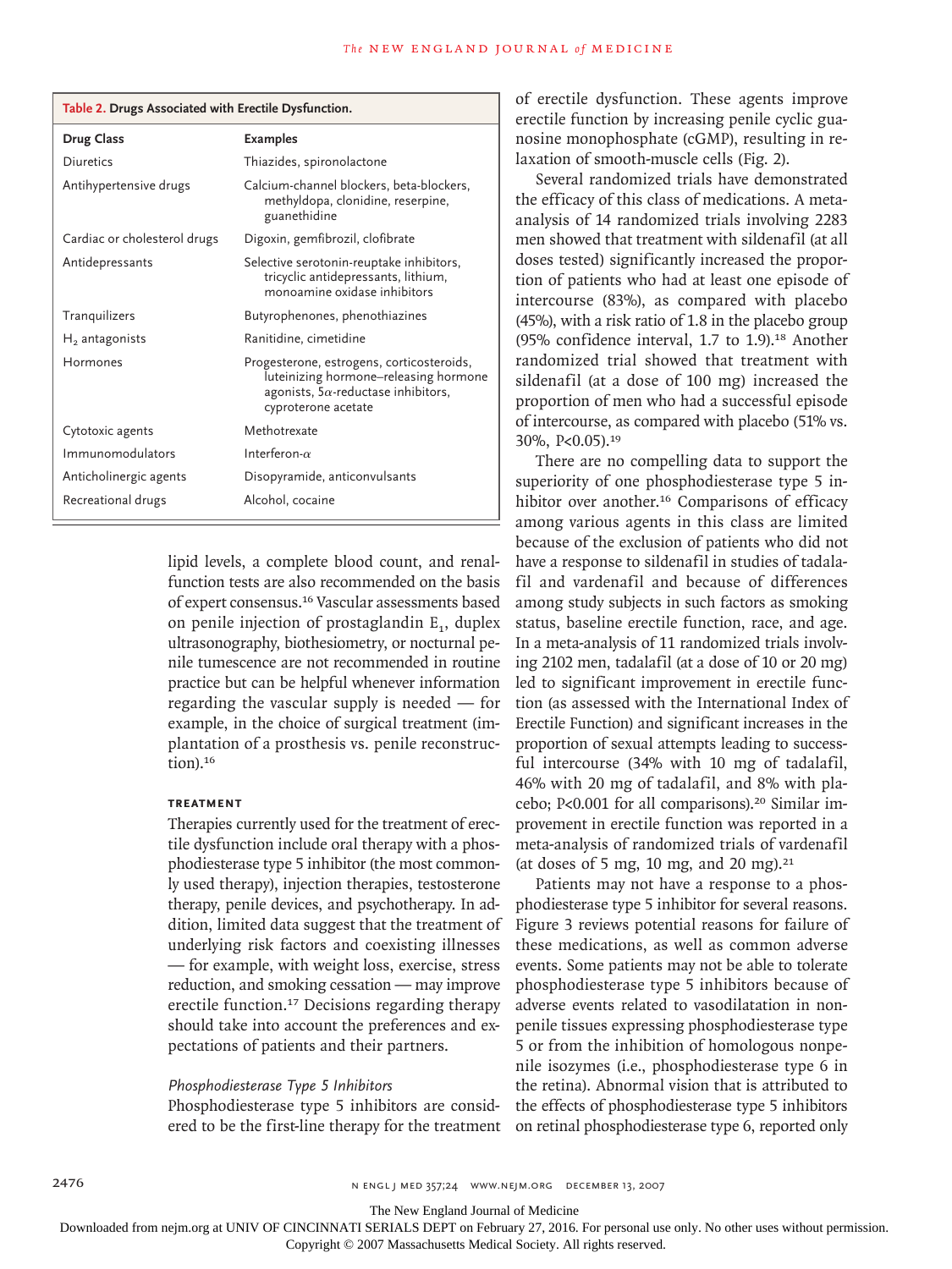**Table 2. Drugs Associated with Erectile Dysfunction.**

| Drug Class | Examples |
|---|---|
| Diuretics | Thiazides, spironolactone |
| Antihypertensive drugs | Calcium-channel blockers, beta-blockers, methyldopa, clonidine, reserpine, guanethidine |
| Cardiac or cholesterol drugs | Digoxin, gemfibrozil, clofibrate |
| Antidepressants | Selective serotonin-reuptake inhibitors, tricyclic antidepressants, lithium, monoamine oxidase inhibitors |
| Tranquilizers | Butyrophenones, phenothiazines |
| $H_2$ antagonists | Ranitidine, cimetidine |
| Hormones | Progesterone, estrogens, corticosteroids, luteinizing hormone–releasing hormone agonists, 5α-reductase inhibitors, cyproterone acetate |
| Cytotoxic agents | Methotrexate |
| Immunomodulators | Interferon-α |
| Anticholinergic agents | Disopyramide, anticonvulsants |
| Recreational drugs | Alcohol, cocaine |

lipid levels, a complete blood count, and renal-function tests are also recommended on the basis of expert consensus.[16] Vascular assessments based on penile injection of prostaglandin $E_1$, duplex ultrasonography, biothesiometry, or nocturnal penile tumescence are not recommended in routine practice but can be helpful whenever information regarding the vascular supply is needed — for example, in the choice of surgical treatment (implantation of a prosthesis vs. penile reconstruction).[16]

## TREATMENT

Therapies currently used for the treatment of erectile dysfunction include oral therapy with a phosphodiesterase type 5 inhibitor (the most commonly used therapy), injection therapies, testosterone therapy, penile devices, and psychotherapy. In addition, limited data suggest that the treatment of underlying risk factors and coexisting illnesses — for example, with weight loss, exercise, stress reduction, and smoking cessation — may improve erectile function.[17] Decisions regarding therapy should take into account the preferences and expectations of patients and their partners.

### *Phosphodiesterase Type 5 Inhibitors*

Phosphodiesterase type 5 inhibitors are considered to be the first-line therapy for the treatment of erectile dysfunction. These agents improve erectile function by increasing penile cyclic guanosine monophosphate (cGMP), resulting in relaxation of smooth-muscle cells (Fig. 2).

Several randomized trials have demonstrated the efficacy of this class of medications. A meta-analysis of 14 randomized trials involving 2283 men showed that treatment with sildenafil (at all doses tested) significantly increased the proportion of patients who had at least one episode of intercourse (83%), as compared with placebo (45%), with a risk ratio of 1.8 in the placebo group (95% confidence interval, 1.7 to 1.9).[18] Another randomized trial showed that treatment with sildenafil (at a dose of 100 mg) increased the proportion of men who had a successful episode of intercourse, as compared with placebo (51% vs. 30%, $P<0.05$).[19]

There are no compelling data to support the superiority of one phosphodiesterase type 5 inhibitor over another.[16] Comparisons of efficacy among various agents in this class are limited because of the exclusion of patients who did not have a response to sildenafil in studies of tadalafil and vardenafil and because of differences among study subjects in such factors as smoking status, baseline erectile function, race, and age. In a meta-analysis of 11 randomized trials involving 2102 men, tadalafil (at a dose of 10 or 20 mg) led to significant improvement in erectile function (as assessed with the International Index of Erectile Function) and significant increases in the proportion of sexual attempts leading to successful intercourse (34% with 10 mg of tadalafil, 46% with 20 mg of tadalafil, and 8% with placebo; $P<0.001$ for all comparisons).[20] Similar improvement in erectile function was reported in a meta-analysis of randomized trials of vardenafil (at doses of 5 mg, 10 mg, and 20 mg).[21]

Patients may not have a response to a phosphodiesterase type 5 inhibitor for several reasons. Figure 3 reviews potential reasons for failure of these medications, as well as common adverse events. Some patients may not be able to tolerate phosphodiesterase type 5 inhibitors because of adverse events related to vasodilatation in nonpenile tissues expressing phosphodiesterase type 5 or from the inhibition of homologous nonpenile isozymes (i.e., phosphodiesterase type 6 in the retina). Abnormal vision that is attributed to the effects of phosphodiesterase type 5 inhibitors on retinal phosphodiesterase type 6, reported only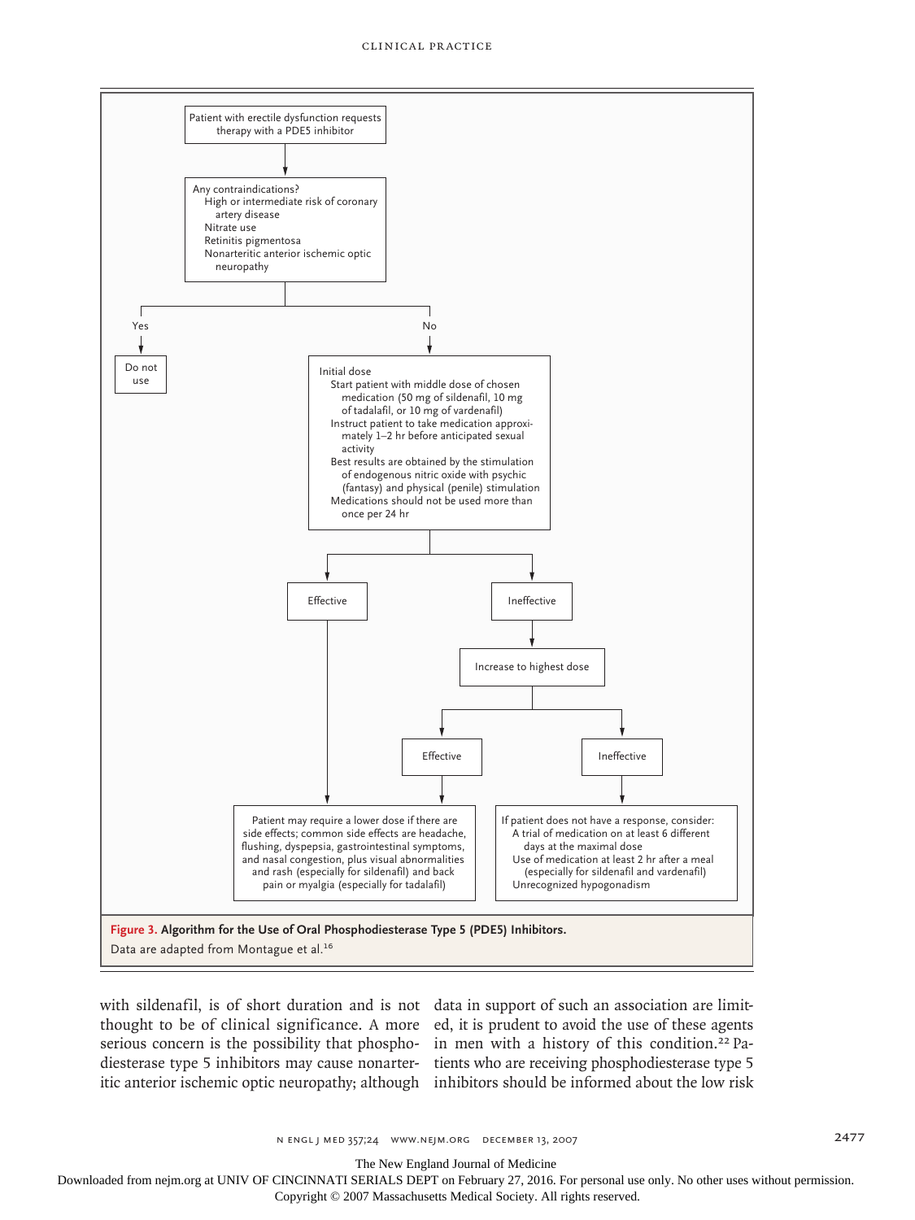Patient with erectile dysfunction requests therapy with a PDE5 inhibitor

↓

Any contraindications?
- High or intermediate risk of coronary artery disease
- Nitrate use
- Retinitis pigmentosa
- Nonarteritic anterior ischemic optic neuropathy

**Yes** → Do not use

**No** →

Initial dose
- Start patient with middle dose of chosen medication (50 mg of sildenafil, 10 mg of tadalafil, or 10 mg of vardenafil)
- Instruct patient to take medication approximately 1–2 hr before anticipated sexual activity
- Best results are obtained by the stimulation of endogenous nitric oxide with psychic (fantasy) and physical (penile) stimulation
- Medications should not be used more than once per 24 hr

**Effective** → Patient may require a lower dose if there are side effects; common side effects are headache, flushing, dyspepsia, gastrointestinal symptoms, and nasal congestion, plus visual abnormalities and rash (especially for sildenafil) and back pain or myalgia (especially for tadalafil)

**Ineffective** → Increase to highest dose

- **Effective** → Patient may require a lower dose if there are side effects; common side effects are headache, flushing, dyspepsia, gastrointestinal symptoms, and nasal congestion, plus visual abnormalities and rash (especially for sildenafil) and back pain or myalgia (especially for tadalafil)
- **Ineffective** → If patient does not have a response, consider:
  - A trial of medication on at least 6 different days at the maximal dose
  - Use of medication at least 2 hr after a meal (especially for sildenafil and vardenafil)
  - Unrecognized hypogonadism

**Figure 3. Algorithm for the Use of Oral Phosphodiesterase Type 5 (PDE5) Inhibitors.**
Data are adapted from Montague et al.[16]

with sildenafil, is of short duration and is not thought to be of clinical significance. A more serious concern is the possibility that phosphodiesterase type 5 inhibitors may cause nonarteritic anterior ischemic optic neuropathy; although data in support of such an association are limited, it is prudent to avoid the use of these agents in men with a history of this condition.[22] Patients who are receiving phosphodiesterase type 5 inhibitors should be informed about the low risk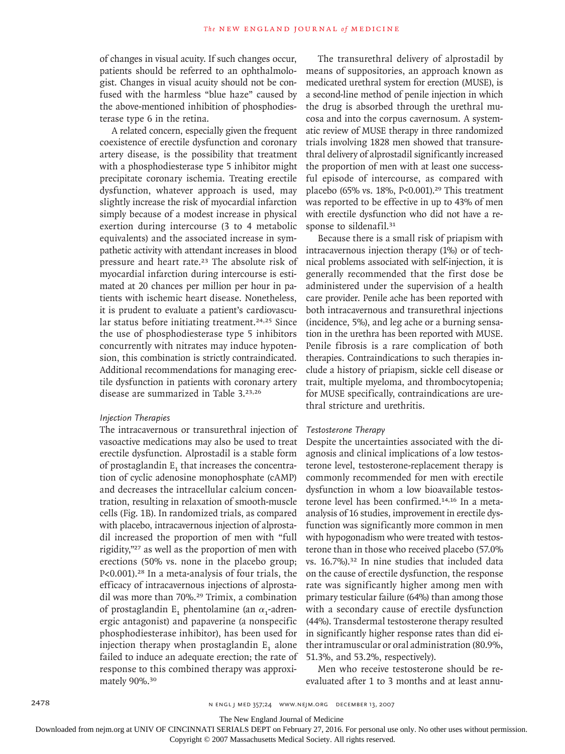of changes in visual acuity. If such changes occur, patients should be referred to an ophthalmologist. Changes in visual acuity should not be confused with the harmless "blue haze" caused by the above-mentioned inhibition of phosphodiesterase type 6 in the retina.

A related concern, especially given the frequent coexistence of erectile dysfunction and coronary artery disease, is the possibility that treatment with a phosphodiesterase type 5 inhibitor might precipitate coronary ischemia. Treating erectile dysfunction, whatever approach is used, may slightly increase the risk of myocardial infarction simply because of a modest increase in physical exertion during intercourse (3 to 4 metabolic equivalents) and the associated increase in sympathetic activity with attendant increases in blood pressure and heart rate.[23] The absolute risk of myocardial infarction during intercourse is estimated at 20 chances per million per hour in patients with ischemic heart disease. Nonetheless, it is prudent to evaluate a patient's cardiovascular status before initiating treatment.[24,25] Since the use of phosphodiesterase type 5 inhibitors concurrently with nitrates may induce hypotension, this combination is strictly contraindicated. Additional recommendations for managing erectile dysfunction in patients with coronary artery disease are summarized in Table 3.[23,26]

### Injection Therapies

The intracavernous or transurethral injection of vasoactive medications may also be used to treat erectile dysfunction. Alprostadil is a stable form of prostaglandin $E_1$ that increases the concentration of cyclic adenosine monophosphate (cAMP) and decreases the intracellular calcium concentration, resulting in relaxation of smooth-muscle cells (Fig. 1B). In randomized trials, as compared with placebo, intracavernous injection of alprostadil increased the proportion of men with "full rigidity,"[27] as well as the proportion of men with erections (50% vs. none in the placebo group; $P<0.001$).[28] In a meta-analysis of four trials, the efficacy of intracavernous injections of alprostadil was more than 70%.[29] Trimix, a combination of prostaglandin $E_1$ phentolamine (an $\alpha_1$-adrenergic antagonist) and papaverine (a nonspecific phosphodiesterase inhibitor), has been used for injection therapy when prostaglandin $E_1$ alone failed to induce an adequate erection; the rate of response to this combined therapy was approximately 90%.[30]

The transurethral delivery of alprostadil by means of suppositories, an approach known as medicated urethral system for erection (MUSE), is a second-line method of penile injection in which the drug is absorbed through the urethral mucosa and into the corpus cavernosum. A systematic review of MUSE therapy in three randomized trials involving 1828 men showed that transurethral delivery of alprostadil significantly increased the proportion of men with at least one successful episode of intercourse, as compared with placebo (65% vs. 18%, $P<0.001$).[29] This treatment was reported to be effective in up to 43% of men with erectile dysfunction who did not have a response to sildenafil.[31]

Because there is a small risk of priapism with intracavernous injection therapy (1%) or of technical problems associated with self-injection, it is generally recommended that the first dose be administered under the supervision of a health care provider. Penile ache has been reported with both intracavernous and transurethral injections (incidence, 5%), and leg ache or a burning sensation in the urethra has been reported with MUSE. Penile fibrosis is a rare complication of both therapies. Contraindications to such therapies include a history of priapism, sickle cell disease or trait, multiple myeloma, and thrombocytopenia; for MUSE specifically, contraindications are urethral stricture and urethritis.

### Testosterone Therapy

Despite the uncertainties associated with the diagnosis and clinical implications of a low testosterone level, testosterone-replacement therapy is commonly recommended for men with erectile dysfunction in whom a low bioavailable testosterone level has been confirmed.[14,16] In a meta-analysis of 16 studies, improvement in erectile dysfunction was significantly more common in men with hypogonadism who were treated with testosterone than in those who received placebo (57.0% vs. 16.7%).[32] In nine studies that included data on the cause of erectile dysfunction, the response rate was significantly higher among men with primary testicular failure (64%) than among those with a secondary cause of erectile dysfunction (44%). Transdermal testosterone therapy resulted in significantly higher response rates than did either intramuscular or oral administration (80.9%, 51.3%, and 53.2%, respectively).

Men who receive testosterone should be reevaluated after 1 to 3 months and at least annu-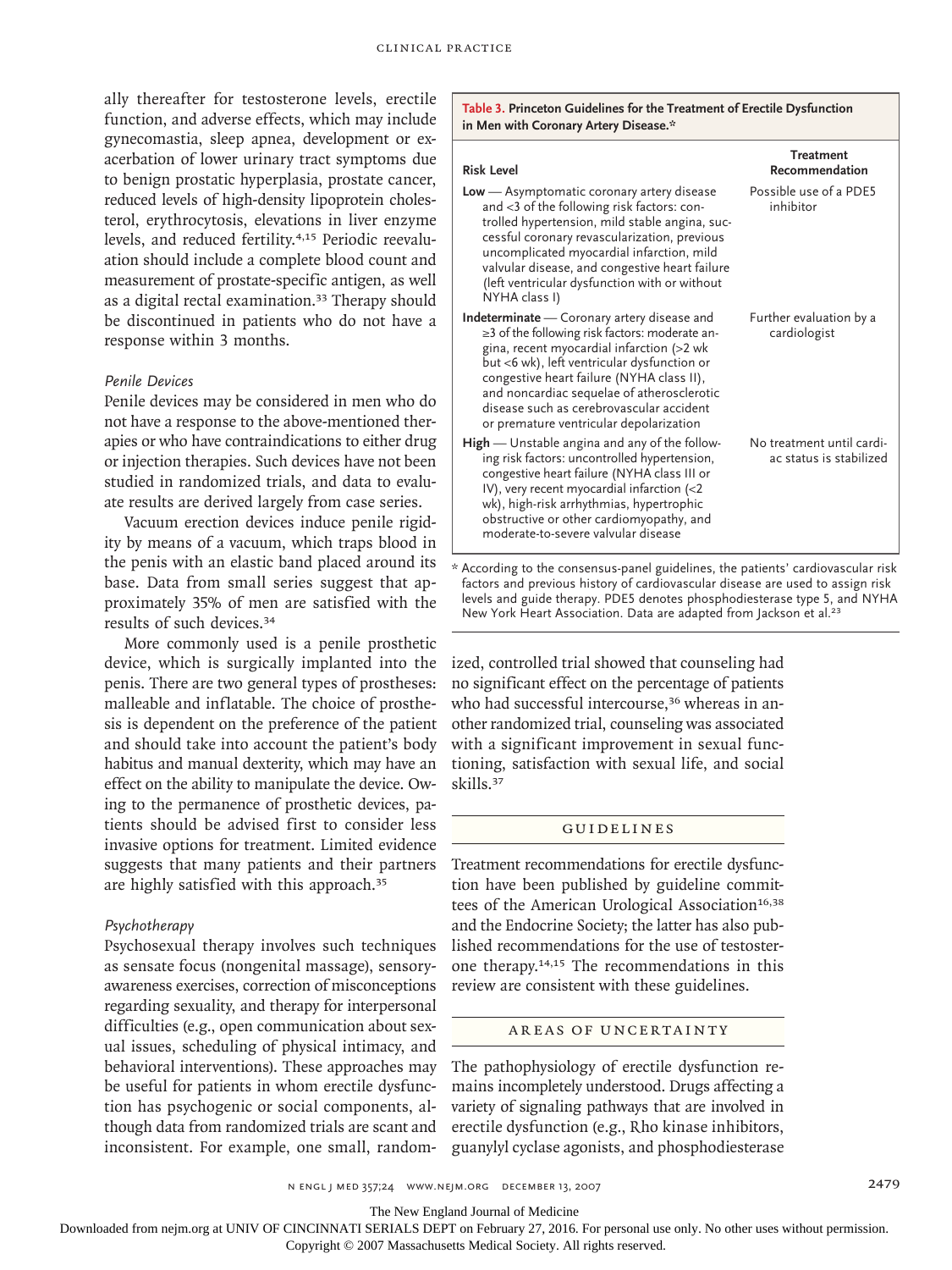ally thereafter for testosterone levels, erectile function, and adverse effects, which may include gynecomastia, sleep apnea, development or exacerbation of lower urinary tract symptoms due to benign prostatic hyperplasia, prostate cancer, reduced levels of high-density lipoprotein cholesterol, erythrocytosis, elevations in liver enzyme levels, and reduced fertility.[4,15] Periodic reevaluation should include a complete blood count and measurement of prostate-specific antigen, as well as a digital rectal examination.[33] Therapy should be discontinued in patients who do not have a response within 3 months.

### *Penile Devices*

Penile devices may be considered in men who do not have a response to the above-mentioned therapies or who have contraindications to either drug or injection therapies. Such devices have not been studied in randomized trials, and data to evaluate results are derived largely from case series.

Vacuum erection devices induce penile rigidity by means of a vacuum, which traps blood in the penis with an elastic band placed around its base. Data from small series suggest that approximately 35% of men are satisfied with the results of such devices.[34]

More commonly used is a penile prosthetic device, which is surgically implanted into the penis. There are two general types of prostheses: malleable and inflatable. The choice of prosthesis is dependent on the preference of the patient and should take into account the patient's body habitus and manual dexterity, which may have an effect on the ability to manipulate the device. Owing to the permanence of prosthetic devices, patients should be advised first to consider less invasive options for treatment. Limited evidence suggests that many patients and their partners are highly satisfied with this approach.[35]

### *Psychotherapy*

Psychosexual therapy involves such techniques as sensate focus (nongenital massage), sensory-awareness exercises, correction of misconceptions regarding sexuality, and therapy for interpersonal difficulties (e.g., open communication about sexual issues, scheduling of physical intimacy, and behavioral interventions). These approaches may be useful for patients in whom erectile dysfunction has psychogenic or social components, although data from randomized trials are scant and inconsistent. For example, one small, randomized, controlled trial showed that counseling had no significant effect on the percentage of patients who had successful intercourse,[36] whereas in another randomized trial, counseling was associated with a significant improvement in sexual functioning, satisfaction with sexual life, and social skills.[37]

**Table 3. Princeton Guidelines for the Treatment of Erectile Dysfunction in Men with Coronary Artery Disease.***

| Risk Level | Treatment Recommendation |
|---|---|
| **Low** — Asymptomatic coronary artery disease and <3 of the following risk factors: controlled hypertension, mild stable angina, successful coronary revascularization, previous uncomplicated myocardial infarction, mild valvular disease, and congestive heart failure (left ventricular dysfunction with or without NYHA class I) | Possible use of a PDE5 inhibitor |
| **Indeterminate** — Coronary artery disease and ≥3 of the following risk factors: moderate angina, recent myocardial infarction (>2 wk but <6 wk), left ventricular dysfunction or congestive heart failure (NYHA class II), and noncardiac sequelae of atherosclerotic disease such as cerebrovascular accident or premature ventricular depolarization | Further evaluation by a cardiologist |
| **High** — Unstable angina and any of the following risk factors: uncontrolled hypertension, congestive heart failure (NYHA class III or IV), very recent myocardial infarction (<2 wk), high-risk arrhythmias, hypertrophic obstructive or other cardiomyopathy, and moderate-to-severe valvular disease | No treatment until cardiac status is stabilized |

\* According to the consensus-panel guidelines, the patients' cardiovascular risk factors and previous history of cardiovascular disease are used to assign risk levels and guide therapy. PDE5 denotes phosphodiesterase type 5, and NYHA New York Heart Association. Data are adapted from Jackson et al.[23]

## GUIDELINES

Treatment recommendations for erectile dysfunction have been published by guideline committees of the American Urological Association[16,38] and the Endocrine Society; the latter has also published recommendations for the use of testosterone therapy.[14,15] The recommendations in this review are consistent with these guidelines.

## AREAS OF UNCERTAINTY

The pathophysiology of erectile dysfunction remains incompletely understood. Drugs affecting a variety of signaling pathways that are involved in erectile dysfunction (e.g., Rho kinase inhibitors, guanylyl cyclase agonists, and phosphodiesterase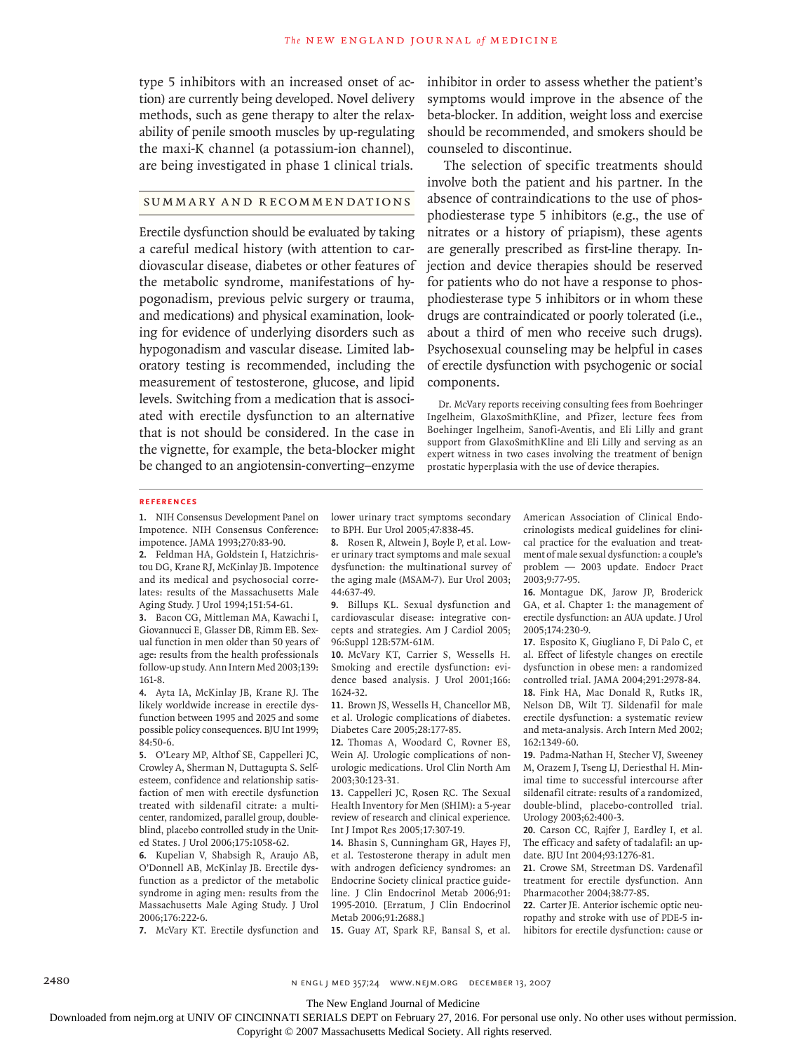type 5 inhibitors with an increased onset of action) are currently being developed. Novel delivery methods, such as gene therapy to alter the relaxability of penile smooth muscles by up-regulating the maxi-K channel (a potassium-ion channel), are being investigated in phase 1 clinical trials.

## Summary and Recommendations

Erectile dysfunction should be evaluated by taking a careful medical history (with attention to cardiovascular disease, diabetes or other features of the metabolic syndrome, manifestations of hypogonadism, previous pelvic surgery or trauma, and medications) and physical examination, looking for evidence of underlying disorders such as hypogonadism and vascular disease. Limited laboratory testing is recommended, including the measurement of testosterone, glucose, and lipid levels. Switching from a medication that is associated with erectile dysfunction to an alternative that is not should be considered. In the case in the vignette, for example, the beta-blocker might be changed to an angiotensin-converting–enzyme inhibitor in order to assess whether the patient's symptoms would improve in the absence of the beta-blocker. In addition, weight loss and exercise should be recommended, and smokers should be counseled to discontinue.

The selection of specific treatments should involve both the patient and his partner. In the absence of contraindications to the use of phosphodiesterase type 5 inhibitors (e.g., the use of nitrates or a history of priapism), these agents are generally prescribed as first-line therapy. Injection and device therapies should be reserved for patients who do not have a response to phosphodiesterase type 5 inhibitors or in whom these drugs are contraindicated or poorly tolerated (i.e., about a third of men who receive such drugs). Psychosexual counseling may be helpful in cases of erectile dysfunction with psychogenic or social components.

Dr. McVary reports receiving consulting fees from Boehringer Ingelheim, GlaxoSmithKline, and Pfizer, lecture fees from Boehinger Ingelheim, Sanofi-Aventis, and Eli Lilly and grant support from GlaxoSmithKline and Eli Lilly and serving as an expert witness in two cases involving the treatment of benign prostatic hyperplasia with the use of device therapies.

### References

1. NIH Consensus Development Panel on Impotence. NIH Consensus Conference: impotence. JAMA 1993;270:83-90.
2. Feldman HA, Goldstein I, Hatzichristou DG, Krane RJ, McKinlay JB. Impotence and its medical and psychosocial correlates: results of the Massachusetts Male Aging Study. J Urol 1994;151:54-61.
3. Bacon CG, Mittleman MA, Kawachi I, Giovannucci E, Glasser DB, Rimm EB. Sexual function in men older than 50 years of age: results from the health professionals follow-up study. Ann Intern Med 2003;139:161-8.
4. Ayta IA, McKinlay JB, Krane RJ. The likely worldwide increase in erectile dysfunction between 1995 and 2025 and some possible policy consequences. BJU Int 1999;84:50-6.
5. O'Leary MP, Althof SE, Cappelleri JC, Crowley A, Sherman N, Duttagupta S. Self-esteem, confidence and relationship satisfaction of men with erectile dysfunction treated with sildenafil citrate: a multicenter, randomized, parallel group, double-blind, placebo controlled study in the United States. J Urol 2006;175:1058-62.
6. Kupelian V, Shabsigh R, Araujo AB, O'Donnell AB, McKinlay JB. Erectile dysfunction as a predictor of the metabolic syndrome in aging men: results from the Massachusetts Male Aging Study. J Urol 2006;176:222-6.
7. McVary KT. Erectile dysfunction and lower urinary tract symptoms secondary to BPH. Eur Urol 2005;47:838-45.
8. Rosen R, Altwein J, Boyle P, et al. Lower urinary tract symptoms and male sexual dysfunction: the multinational survey of the aging male (MSAM-7). Eur Urol 2003;44:637-49.
9. Billups KL. Sexual dysfunction and cardiovascular disease: integrative concepts and strategies. Am J Cardiol 2005;96:Suppl 12B:57M-61M.
10. McVary KT, Carrier S, Wessells H. Smoking and erectile dysfunction: evidence based analysis. J Urol 2001;166:1624-32.
11. Brown JS, Wessells H, Chancellor MB, et al. Urologic complications of diabetes. Diabetes Care 2005;28:177-85.
12. Thomas A, Woodard C, Rovner ES, Wein AJ. Urologic complications of nonurologic medications. Urol Clin North Am 2003;30:123-31.
13. Cappelleri JC, Rosen RC. The Sexual Health Inventory for Men (SHIM): a 5-year review of research and clinical experience. Int J Impot Res 2005;17:307-19.
14. Bhasin S, Cunningham GR, Hayes FJ, et al. Testosterone therapy in adult men with androgen deficiency syndromes: an Endocrine Society clinical practice guideline. J Clin Endocrinol Metab 2006;91:1995-2010. [Erratum, J Clin Endocrinol Metab 2006;91:2688.]
15. Guay AT, Spark RF, Bansal S, et al. American Association of Clinical Endocrinologists medical guidelines for clinical practice for the evaluation and treatment of male sexual dysfunction: a couple's problem — 2003 update. Endocr Pract 2003;9:77-95.
16. Montague DK, Jarow JP, Broderick GA, et al. Chapter 1: the management of erectile dysfunction: an AUA update. J Urol 2005;174:230-9.
17. Esposito K, Giugliano F, Di Palo C, et al. Effect of lifestyle changes on erectile dysfunction in obese men: a randomized controlled trial. JAMA 2004;291:2978-84.
18. Fink HA, Mac Donald R, Rutks IR, Nelson DB, Wilt TJ. Sildenafil for male erectile dysfunction: a systematic review and meta-analysis. Arch Intern Med 2002;162:1349-60.
19. Padma-Nathan H, Stecher VJ, Sweeney M, Orazem J, Tseng LJ, Deriesthal H. Minimal time to successful intercourse after sildenafil citrate: results of a randomized, double-blind, placebo-controlled trial. Urology 2003;62:400-3.
20. Carson CC, Rajfer J, Eardley I, et al. The efficacy and safety of tadalafil: an update. BJU Int 2004;93:1276-81.
21. Crowe SM, Streetman DS. Vardenafil treatment for erectile dysfunction. Ann Pharmacother 2004;38:77-85.
22. Carter JE. Anterior ischemic optic neuropathy and stroke with use of PDE-5 inhibitors for erectile dysfunction: cause or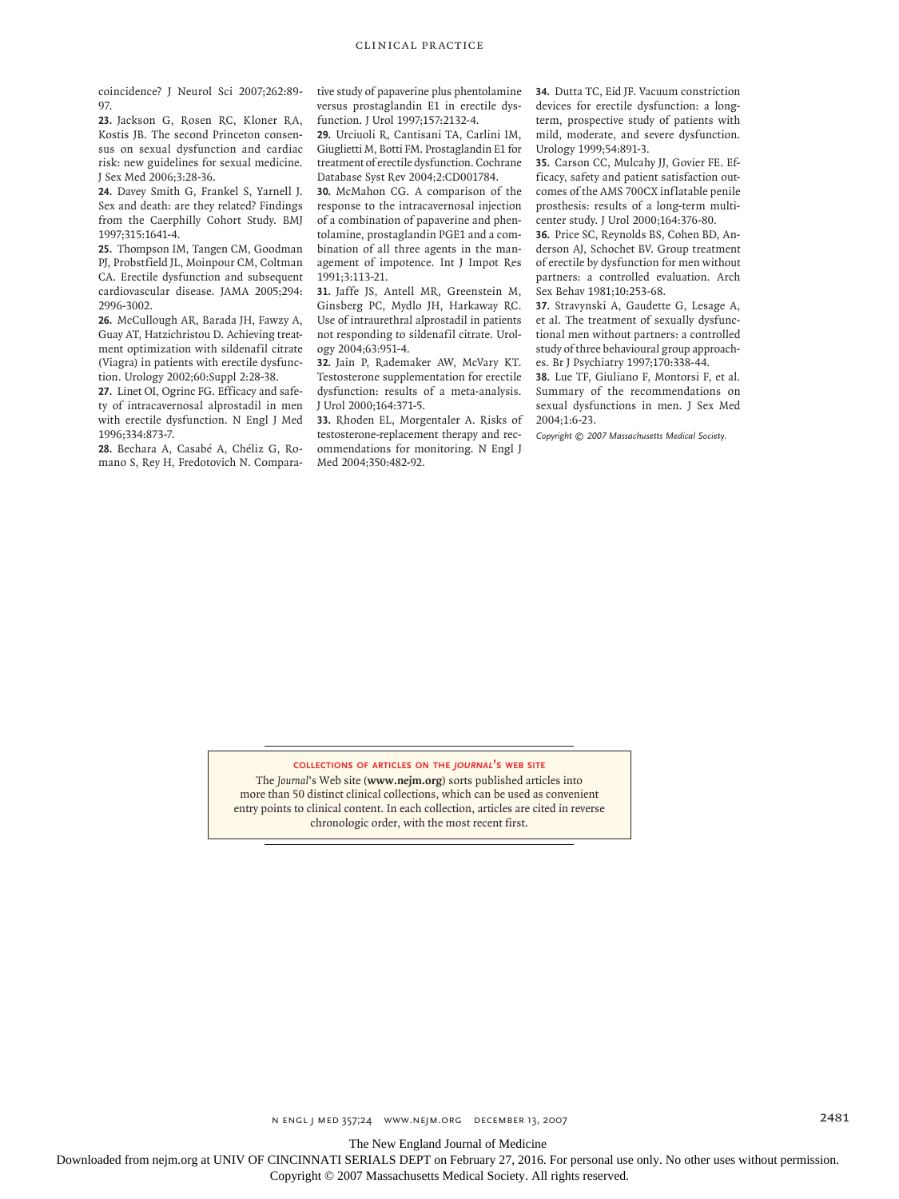coincidence? J Neurol Sci 2007;262:89-97.

**23.** Jackson G, Rosen RC, Kloner RA, Kostis JB. The second Princeton consensus on sexual dysfunction and cardiac risk: new guidelines for sexual medicine. J Sex Med 2006;3:28-36.

**24.** Davey Smith G, Frankel S, Yarnell J. Sex and death: are they related? Findings from the Caerphilly Cohort Study. BMJ 1997;315:1641-4.

**25.** Thompson IM, Tangen CM, Goodman PJ, Probstfield JL, Moinpour CM, Coltman CA. Erectile dysfunction and subsequent cardiovascular disease. JAMA 2005;294:2996-3002.

**26.** McCullough AR, Barada JH, Fawzy A, Guay AT, Hatzichristou D. Achieving treatment optimization with sildenafil citrate (Viagra) in patients with erectile dysfunction. Urology 2002;60:Suppl 2:28-38.

**27.** Linet OI, Ogrinc FG. Efficacy and safety of intracavernosal alprostadil in men with erectile dysfunction. N Engl J Med 1996;334:873-7.

**28.** Bechara A, Casabé A, Chéliz G, Romano S, Rey H, Fredotovich N. Comparative study of papaverine plus phentolamine versus prostaglandin E1 in erectile dysfunction. J Urol 1997;157:2132-4.

**29.** Urciuoli R, Cantisani TA, Carlini IM, Giuglietti M, Botti FM. Prostaglandin E1 for treatment of erectile dysfunction. Cochrane Database Syst Rev 2004;2:CD001784.

**30.** McMahon CG. A comparison of the response to the intracavernosal injection of a combination of papaverine and phentolamine, prostaglandin PGE1 and a combination of all three agents in the management of impotence. Int J Impot Res 1991;3:113-21.

**31.** Jaffe JS, Antell MR, Greenstein M, Ginsberg PC, Mydlo JH, Harkaway RC. Use of intraurethral alprostadil in patients not responding to sildenafil citrate. Urology 2004;63:951-4.

**32.** Jain P, Rademaker AW, McVary KT. Testosterone supplementation for erectile dysfunction: results of a meta-analysis. J Urol 2000;164:371-5.

**33.** Rhoden EL, Morgentaler A. Risks of testosterone-replacement therapy and recommendations for monitoring. N Engl J Med 2004;350:482-92.

**34.** Dutta TC, Eid JF. Vacuum constriction devices for erectile dysfunction: a long-term, prospective study of patients with mild, moderate, and severe dysfunction. Urology 1999;54:891-3.

**35.** Carson CC, Mulcahy JJ, Govier FE. Efficacy, safety and patient satisfaction outcomes of the AMS 700CX inflatable penile prosthesis: results of a long-term multicenter study. J Urol 2000;164:376-80.

**36.** Price SC, Reynolds BS, Cohen BD, Anderson AJ, Schochet BV. Group treatment of erectile by dysfunction for men without partners: a controlled evaluation. Arch Sex Behav 1981;10:253-68.

**37.** Stravynski A, Gaudette G, Lesage A, et al. The treatment of sexually dysfunctional men without partners: a controlled study of three behavioural group approaches. Br J Psychiatry 1997;170:338-44.

**38.** Lue TF, Giuliano F, Montorsi F, et al. Summary of the recommendations on sexual dysfunctions in men. J Sex Med 2004;1:6-23.

*Copyright © 2007 Massachusetts Medical Society.*

**COLLECTIONS OF ARTICLES ON THE *JOURNAL*'S WEB SITE**

The *Journal*'s Web site (**www.nejm.org**) sorts published articles into more than 50 distinct clinical collections, which can be used as convenient entry points to clinical content. In each collection, articles are cited in reverse chronologic order, with the most recent first.